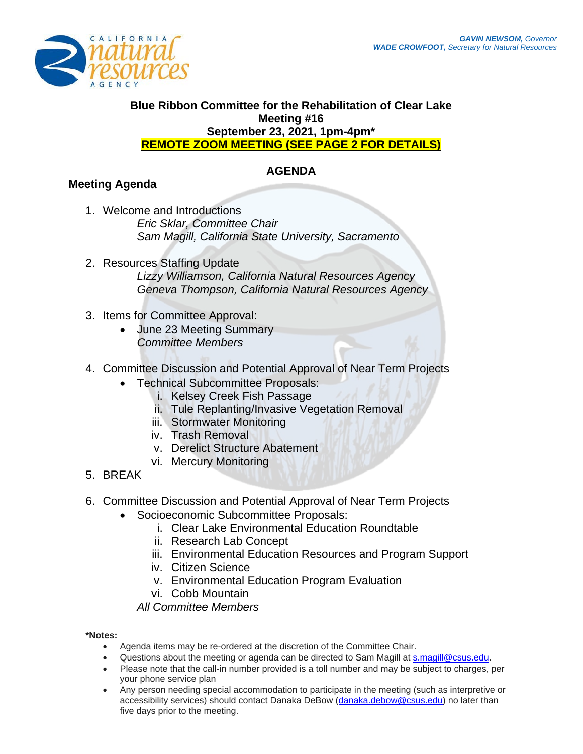GAVIN NEWSOM, Governor
WADE CROWFOOT, Secretary for Natural Resources

# Blue Ribbon Committee for the Rehabilitation of Clear Lake

**Meeting #16**

**September 23, 2021, 1pm-4pm***

**REMOTE ZOOM MEETING (SEE PAGE 2 FOR DETAILS)**

## AGENDA

### Meeting Agenda

1. Welcome and Introductions
   *Eric Sklar, Committee Chair*
   *Sam Magill, California State University, Sacramento*

2. Resources Staffing Update
   *Lizzy Williamson, California Natural Resources Agency*
   *Geneva Thompson, California Natural Resources Agency*

3. Items for Committee Approval:
   - June 23 Meeting Summary
     *Committee Members*

4. Committee Discussion and Potential Approval of Near Term Projects
   - Technical Subcommittee Proposals:
     i. Kelsey Creek Fish Passage
     ii. Tule Replanting/Invasive Vegetation Removal
     iii. Stormwater Monitoring
     iv. Trash Removal
     v. Derelict Structure Abatement
     vi. Mercury Monitoring

5. BREAK

6. Committee Discussion and Potential Approval of Near Term Projects
   - Socioeconomic Subcommittee Proposals:
     i. Clear Lake Environmental Education Roundtable
     ii. Research Lab Concept
     iii. Environmental Education Resources and Program Support
     iv. Citizen Science
     v. Environmental Education Program Evaluation
     vi. Cobb Mountain

   *All Committee Members*

**\*Notes:**

- Agenda items may be re-ordered at the discretion of the Committee Chair.
- Questions about the meeting or agenda can be directed to Sam Magill at s.magill@csus.edu.
- Please note that the call-in number provided is a toll number and may be subject to charges, per your phone service plan
- Any person needing special accommodation to participate in the meeting (such as interpretive or accessibility services) should contact Danaka DeBow (danaka.debow@csus.edu) no later than five days prior to the meeting.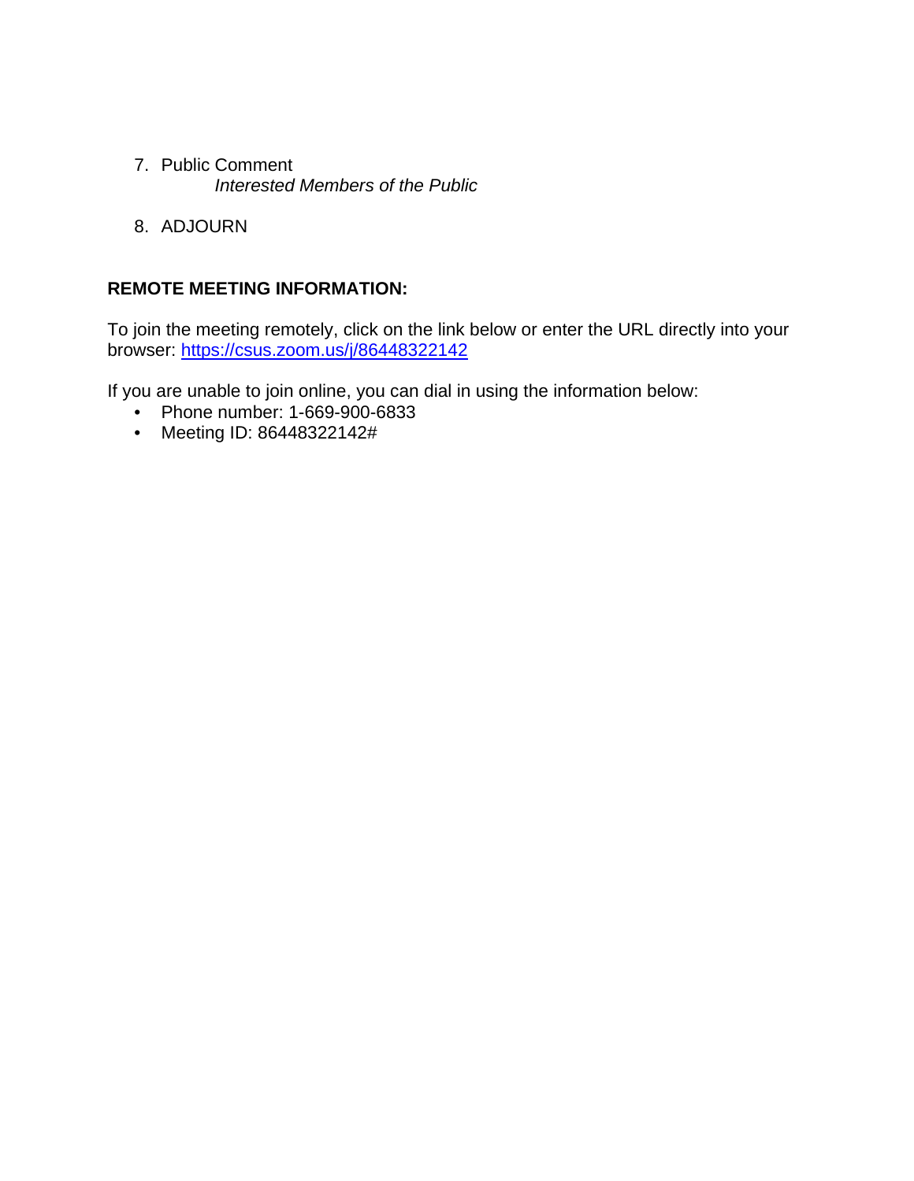7. Public Comment
   *Interested Members of the Public*

8. ADJOURN

**REMOTE MEETING INFORMATION:**

To join the meeting remotely, click on the link below or enter the URL directly into your browser: [https://csus.zoom.us/j/86448322142](https://csus.zoom.us/j/86448322142)

If you are unable to join online, you can dial in using the information below:

- Phone number: 1-669-900-6833
- Meeting ID: 86448322142#